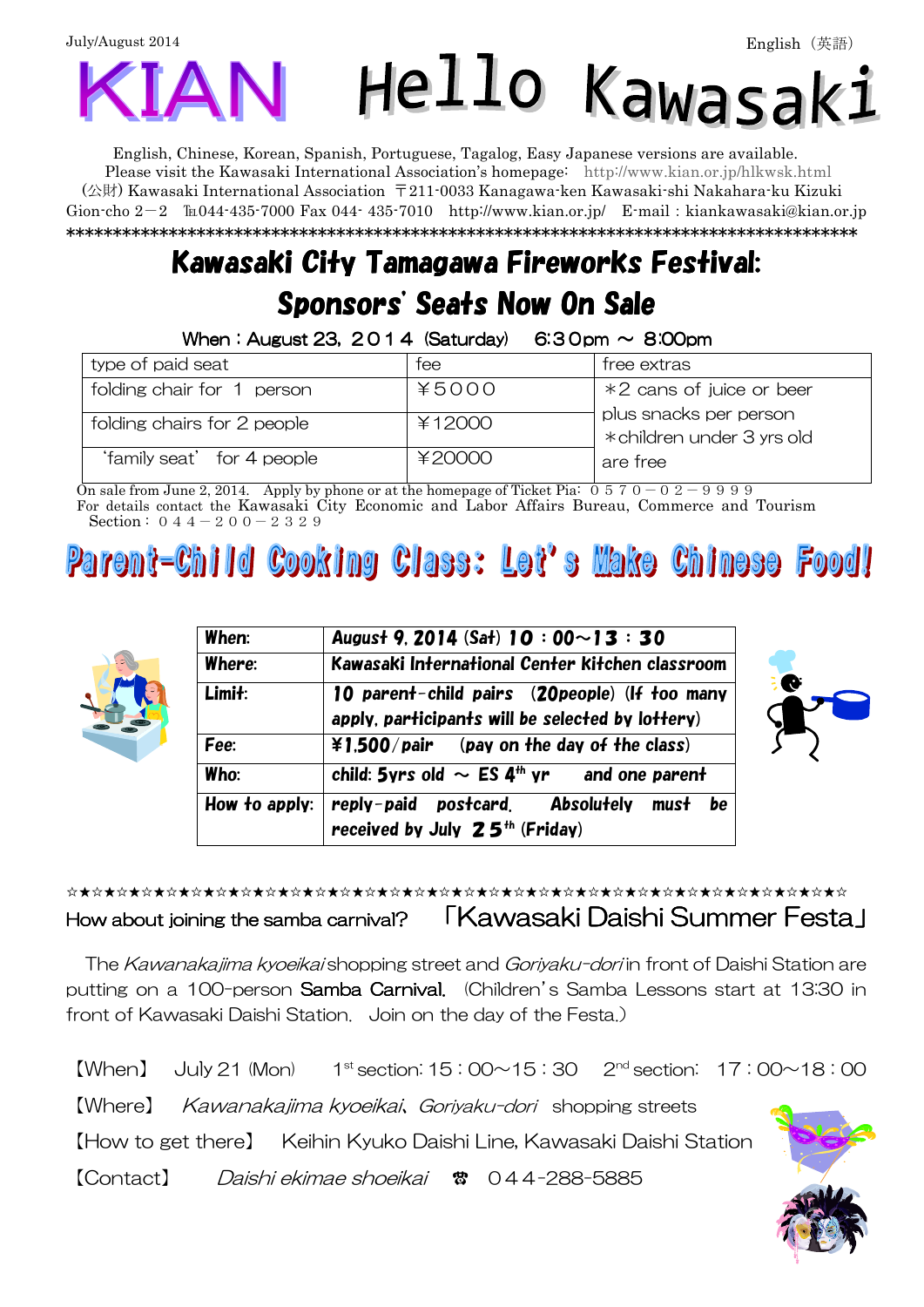July/August 2014　　　　　　　　　　　　　　　　　　　　　　　　　　　　　　　　English（英語）

# KIAN　Hello Kawasaki

English, Chinese, Korean, Spanish, Portuguese, Tagalog, Easy Japanese versions are available.
Please visit the Kawasaki International Association's homepage:　http://www.kian.or.jp/hlkwsk.html
(公財) Kawasaki International Association　〒211-0033 Kanagawa-ken Kawasaki-shi Nakahara-ku Kizuki Gion-cho 2－2　℡044-435-7000 Fax 044- 435-7010　http://www.kian.or.jp/　E-mail : kiankawasaki@kian.or.jp

*****************************************************************************************

## Kawasaki City Tamagawa Fireworks Festival: Sponsors' Seats Now On Sale

When：August 23, ２０１４ (Saturday)　6:３0pm ～ 8:00pm

| type of paid seat | fee | free extras |
|---|---|---|
| folding chair for 1 person | ￥5000 | *2 cans of juice or beer plus snacks per person *children under 3 yrs old are free |
| folding chairs for 2 people | ￥12000 | |
| 'family seat' for 4 people | ￥20000 | |

On sale from June 2, 2014.　Apply by phone or at the homepage of Ticket Pia:　０５７０－０２－９９９９
For details contact the Kawasaki City Economic and Labor Affairs Bureau, Commerce and Tourism Section：０４４－２００－２３２９

## Parent-Child Cooking Class: Let's Make Chinese Food!

| When: | August 9, 2014 (Sat) 10：00～13：30 |
|---|---|
| Where: | Kawasaki International Center kitchen classroom |
| Limit: | 10 parent-child pairs (20people) (If too many apply, participants will be selected by lottery) |
| Fee: | ¥1,500/pair　(pay on the day of the class) |
| Who: | child: 5yrs old ～ ES 4th yr　and one parent |
| How to apply: | reply-paid postcard. Absolutely must be received by July 25th (Friday) |

☆★☆★☆★☆★☆★☆★☆★☆★☆★☆★☆★☆★☆★☆★☆★☆★☆★☆★☆★☆★☆★☆★☆★☆★☆★☆★☆★☆★☆★☆★

## How about joining the samba carnival?　「Kawasaki Daishi Summer Festa」

The *Kawanakajima kyoeikai* shopping street and *Goriyaku-dori* in front of Daishi Station are putting on a 100-person Samba Carnival.（Children's Samba Lessons start at 13:30 in front of Kawasaki Daishi Station.　Join on the day of the Festa.）

【When】　July 21 (Mon)　　1st section: 15：00～15：30　2nd section:　17：00～18：00

【Where】　*Kawanakajima kyoeikai*、*Goriyaku-dori*　shopping streets

【How to get there】　Keihin Kyuko Daishi Line, Kawasaki Daishi Station

【Contact】　*Daishi ekimae shoeikai*　☎　044-288-5885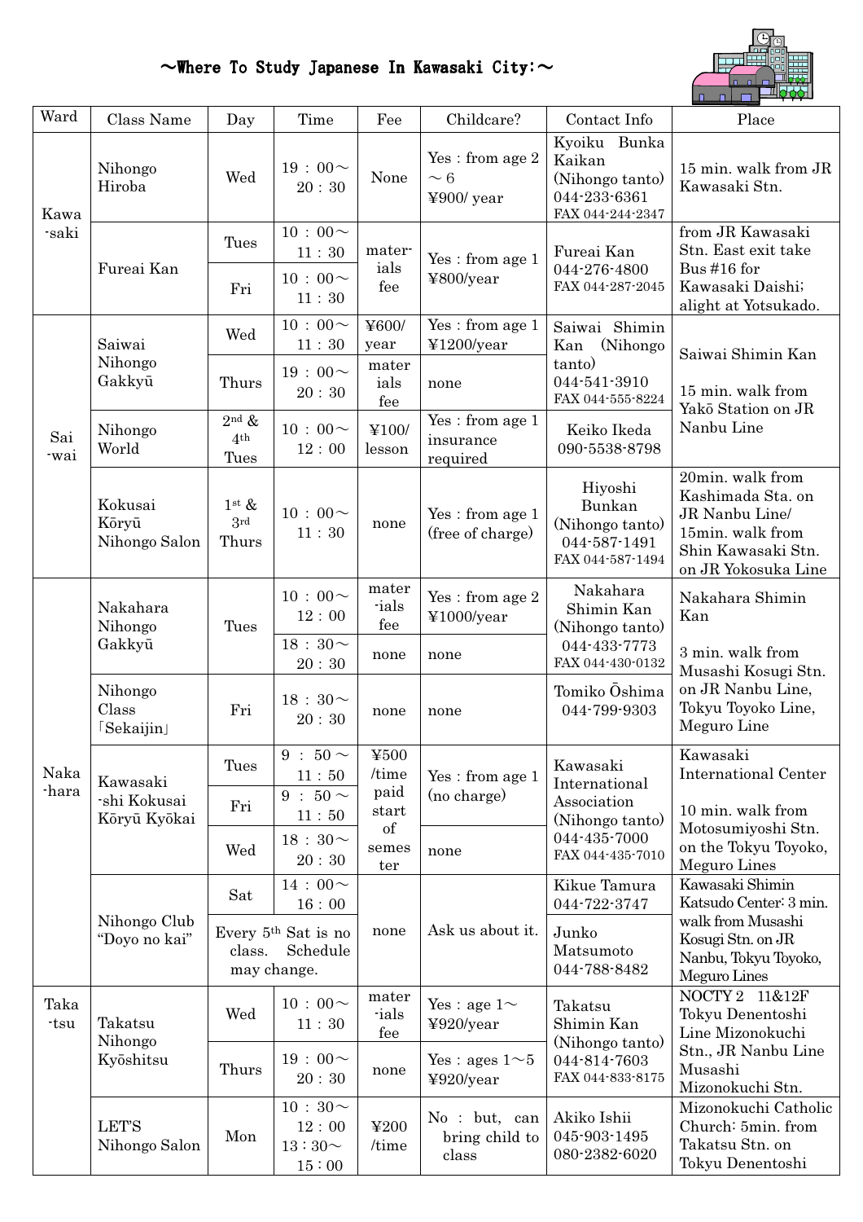# ～Where To Study Japanese In Kawasaki City:～

| Ward | Class Name | Day | Time | Fee | Childcare? | Contact Info | Place |
|---|---|---|---|---|---|---|---|
| Kawa-saki | Nihongo Hiroba | Wed | 19：00～20：30 | None | Yes：from age 2～6 ¥900/ year | Kyoiku Bunka Kaikan (Nihongo tanto) 044-233-6361 FAX 044-244-2347 | 15 min. walk from JR Kawasaki Stn. |
| | Fureai Kan | Tues | 10：00～11：30 | materials fee | Yes：from age 1 ¥800/year | Fureai Kan 044-276-4800 FAX 044-287-2045 | from JR Kawasaki Stn. East exit take Bus #16 for Kawasaki Daishi; alight at Yotsukado. |
| | | Fri | 10：00～11：30 | | | | |
| Sai-wai | Saiwai Nihongo Gakkyū | Wed | 10：00～11：30 | ¥600/ year | Yes：from age 1 ¥1200/year | Saiwai Shimin Kan (Nihongo tanto) 044-541-3910 FAX 044-555-8224 | Saiwai Shimin Kan 15 min. walk from Yakō Station on JR Nanbu Line |
| | | Thurs | 19：00～20：30 | materials fee | none | | |
| | Nihongo World | 2nd & 4th Tues | 10：00～12：00 | ¥100/ lesson | Yes：from age 1 insurance required | Keiko Ikeda 090-5538-8798 | |
| | Kokusai Kōryū Nihongo Salon | 1st & 3rd Thurs | 10：00～11：30 | none | Yes：from age 1 (free of charge) | Hiyoshi Bunkan (Nihongo tanto) 044-587-1491 FAX 044-587-1494 | 20min. walk from Kashimada Sta. on JR Nanbu Line/ 15min. walk from Shin Kawasaki Stn. on JR Yokosuka Line |
| Naka-hara | Nakahara Nihongo Gakkyū | Tues | 10：00～12：00 | materials fee | Yes：from age 2 ¥1000/year | Nakahara Shimin Kan (Nihongo tanto) 044-433-7773 FAX 044-430-0132 | Nakahara Shimin Kan 3 min. walk from Musashi Kosugi Stn. on JR Nanbu Line, Tokyu Toyoko Line, Meguro Line |
| | | | 18：30～20：30 | none | none | | |
| | Nihongo Class「Sekaijin」 | Fri | 18：30～20：30 | none | none | Tomiko Ōshima 044-799-9303 | |
| | Kawasaki-shi Kokusai Kōryū Kyōkai | Tues | 9：50～11：50 | ¥500 /time paid start of semester | Yes：from age 1 (no charge) | Kawasaki International Association (Nihongo tanto) 044-435-7000 FAX 044-435-7010 | Kawasaki International Center 10 min. walk from Motosumiyoshi Stn. on the Tokyu Toyoko, Meguro Lines |
| | | Fri | 9：50～11：50 | | | | |
| | | Wed | 18：30～20：30 | | none | | |
| | Nihongo Club "Doyo no kai" | Sat | 14：00～16：00 | none | Ask us about it. | Kikue Tamura 044-722-3747 | Kawasaki Shimin Katsudo Center: 3 min. walk from Musashi Kosugi Stn. on JR Nanbu, Tokyu Toyoko, Meguro Lines |
| | | Every 5th Sat is no class. Schedule may change. | | | | Junko Matsumoto 044-788-8482 | |
| Taka-tsu | Takatsu Nihongo Kyōshitsu | Wed | 10：00～11：30 | materials fee | Yes：age 1～ ¥920/year | Takatsu Shimin Kan (Nihongo tanto) 044-814-7603 FAX 044-833-8175 | NOCTY 2 11&12F Tokyu Denentoshi Line Mizonokuchi Stn., JR Nanbu Line Musashi Mizonokuchi Stn. |
| | | Thurs | 19：00～20：30 | none | Yes：ages 1～5 ¥920/year | | |
| | LET'S Nihongo Salon | Mon | 10：30～12：00 13：30～15：00 | ¥200 /time | No：but, can bring child to class | Akiko Ishii 045-903-1495 080-2382-6020 | Mizonokuchi Catholic Church: 5min. from Takatsu Stn. on Tokyu Denentoshi |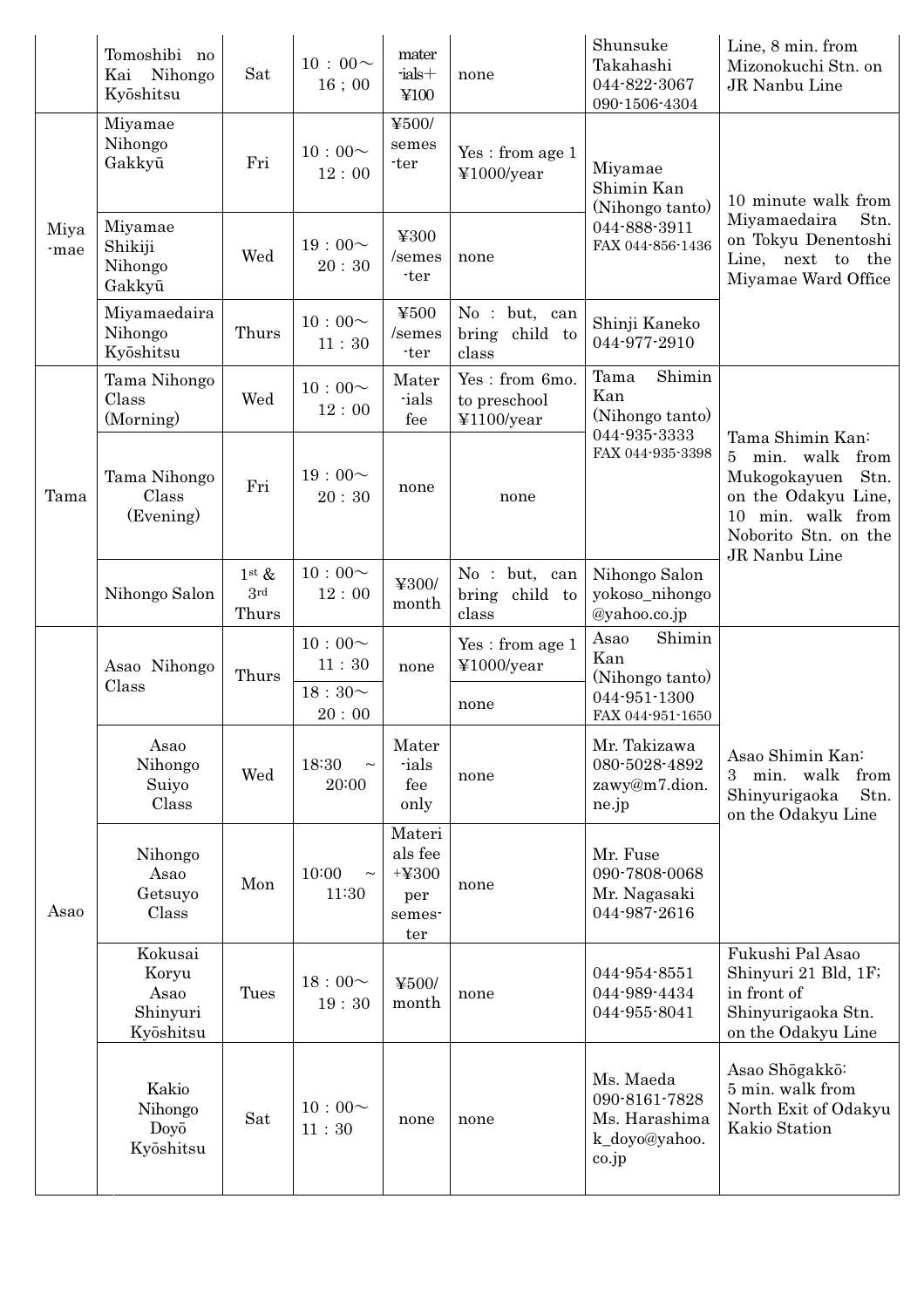| | Tomoshibi no Kai Nihongo Kyōshitsu | Sat | 10：00～16；00 | mater-ials+¥100 | none | Shunsuke Takahashi 044-822-3067 090-1506-4304 | Line, 8 min. from Mizonokuchi Stn. on JR Nanbu Line |
|---|---|---|---|---|---|---|---|
| Miya-mae | Miyamae Nihongo Gakkyū | Fri | 10：00～12：00 | ¥500/semes-ter | Yes：from age 1 ¥1000/year | Miyamae Shimin Kan (Nihongo tanto) 044-888-3911 FAX 044-856-1436 | 10 minute walk from Miyamaedaira Stn. on Tokyu Denentoshi Line, next to the Miyamae Ward Office |
| | Miyamae Shikiji Nihongo Gakkyū | Wed | 19：00～20：30 | ¥300/semes-ter | none | | |
| | Miyamaedaira Nihongo Kyōshitsu | Thurs | 10：00～11：30 | ¥500/semes-ter | No：but, can bring child to class | Shinji Kaneko 044-977-2910 | |
| Tama | Tama Nihongo Class (Morning) | Wed | 10：00～12：00 | Mater-ials fee | Yes：from 6mo. to preschool ¥1100/year | Tama Shimin Kan (Nihongo tanto) 044-935-3333 FAX 044-935-3398 | Tama Shimin Kan: 5 min. walk from Mukogokayuen Stn. on the Odakyu Line, 10 min. walk from Noborito Stn. on the JR Nanbu Line |
| | Tama Nihongo Class (Evening) | Fri | 19：00～20：30 | none | none | | |
| | Nihongo Salon | 1st & 3rd Thurs | 10：00～12：00 | ¥300/month | No：but, can bring child to class | Nihongo Salon yokoso_nihongo@yahoo.co.jp | |
| Asao | Asao Nihongo Class | Thurs | 10：00～11：30 | none | Yes：from age 1 ¥1000/year | Asao Shimin Kan (Nihongo tanto) 044-951-1300 FAX 044-951-1650 | Asao Shimin Kan: 3 min. walk from Shinyurigaoka Stn. on the Odakyu Line |
| | | | 18：30～20：00 | | none | | |
| | Asao Nihongo Suiyo Class | Wed | 18:30～20:00 | Mater-ials fee only | none | Mr. Takizawa 080-5028-4892 zawy@m7.dion.ne.jp | |
| | Nihongo Asao Getsuyo Class | Mon | 10:00～11:30 | Materials fee +¥300 per semes-ter | none | Mr. Fuse 090-7808-0068 Mr. Nagasaki 044-987-2616 | |
| | Kokusai Koryu Asao Shinyuri Kyōshitsu | Tues | 18：00～19：30 | ¥500/month | none | 044-954-8551 044-989-4434 044-955-8041 | Fukushi Pal Asao Shinyuri 21 Bld, 1F; in front of Shinyurigaoka Stn. on the Odakyu Line |
| | Kakio Nihongo Doyō Kyōshitsu | Sat | 10：00～11：30 | none | none | Ms. Maeda 090-8161-7828 Ms. Harashima k_doyo@yahoo.co.jp | Asao Shōgakkō: 5 min. walk from North Exit of Odakyu Kakio Station |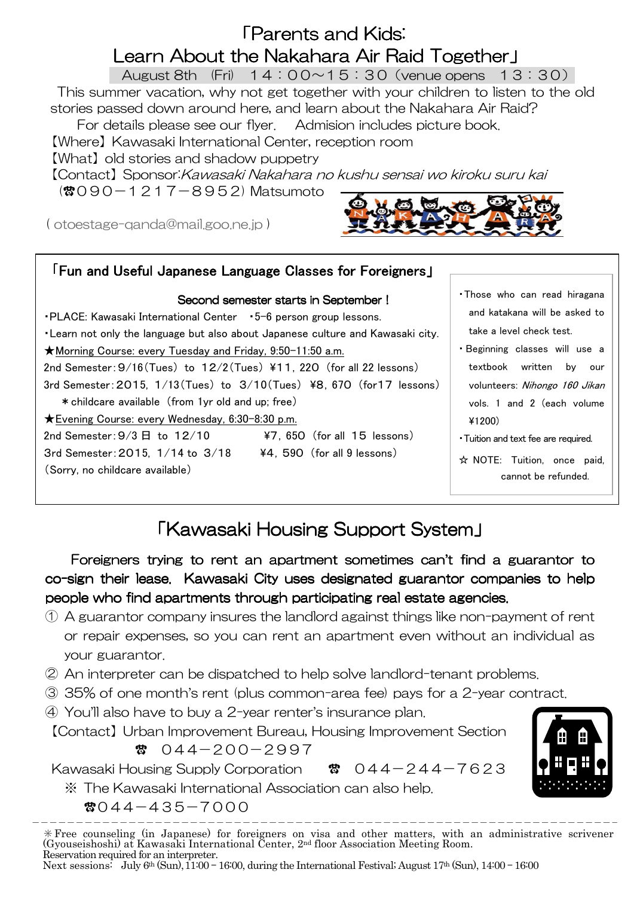# 「Parents and Kids: Learn About the Nakahara Air Raid Together」

August 8th (Fri) 14：00～15：30（venue opens 13：30）

This summer vacation, why not get together with your children to listen to the old stories passed down around here, and learn about the Nakahara Air Raid?

For details please see our flyer. Admision includes picture book.

【Where】Kawasaki International Center, reception room

【What】old stories and shadow puppetry

【Contact】Sponsor:*Kawasaki Nakahara no kushu sensai wo kiroku suru kai*

(☎０９０－１２１７－８９５２) Matsumoto

( otoestage-qanda@mail.goo.ne.jp )

## 「Fun and Useful Japanese Language Classes for Foreigners」

**Second semester starts in September !**

・PLACE: Kawasaki International Center ・5-6 person group lessons.

・Learn not only the language but also about Japanese culture and Kawasaki city.

★Morning Course: every Tuesday and Friday, 9:50-11:50 a.m.

2nd Semester：9/16（Tues） to 12/2（Tues） ¥11, 220 （for all 22 lessons）

3rd Semester：2015, 1/13（Tues） to 3/10（Tues） ¥8, 670 （for17 lessons）

＊childcare available （from 1yr old and up; free）

★Evening Course: every Wednesday, 6:30-8:30 p.m.

2nd Semester：9/3 日 to 12/10 ¥7, 650 （for all 15 lessons）

3rd Semester：2015, 1/14 to 3/18 ¥4, 590 （for all 9 lessons）

（Sorry, no childcare available）

・Those who can read hiragana and katakana will be asked to take a level check test.

・Beginning classes will use a textbook written by our volunteers: *Nihongo 160 Jikan* vols. 1 and 2 （each volume ¥1200）

・Tuition and text fee are required.

☆ NOTE: Tuition, once paid, cannot be refunded.

## 「Kawasaki Housing Support System」

**Foreigners trying to rent an apartment sometimes can't find a guarantor to co-sign their lease. Kawasaki City uses designated guarantor companies to help people who find apartments through participating real estate agencies.**

① A guarantor company insures the landlord against things like non-payment of rent or repair expenses, so you can rent an apartment even without an individual as your guarantor.

② An interpreter can be dispatched to help solve landlord-tenant problems.

③ 35% of one month's rent (plus common-area fee) pays for a 2-year contract.

④ You'll also have to buy a 2-year renter's insurance plan.

【Contact】Urban Improvement Bureau, Housing Improvement Section

☎ ０４４－２００－２９９７

Kawasaki Housing Supply Corporation ☎ ０４４－２４４－７６２３

※ The Kawasaki International Association can also help.

☎０４４－４３５－７０００

✳Free counseling (in Japanese) for foreigners on visa and other matters, with an administrative scrivener (Gyouseishoshi) at Kawasaki International Center, 2nd floor Association Meeting Room.
Reservation required for an interpreter.
Next sessions: July 6th (Sun), 11:00－16:00, during the International Festival; August 17th (Sun), 14:00－16:00